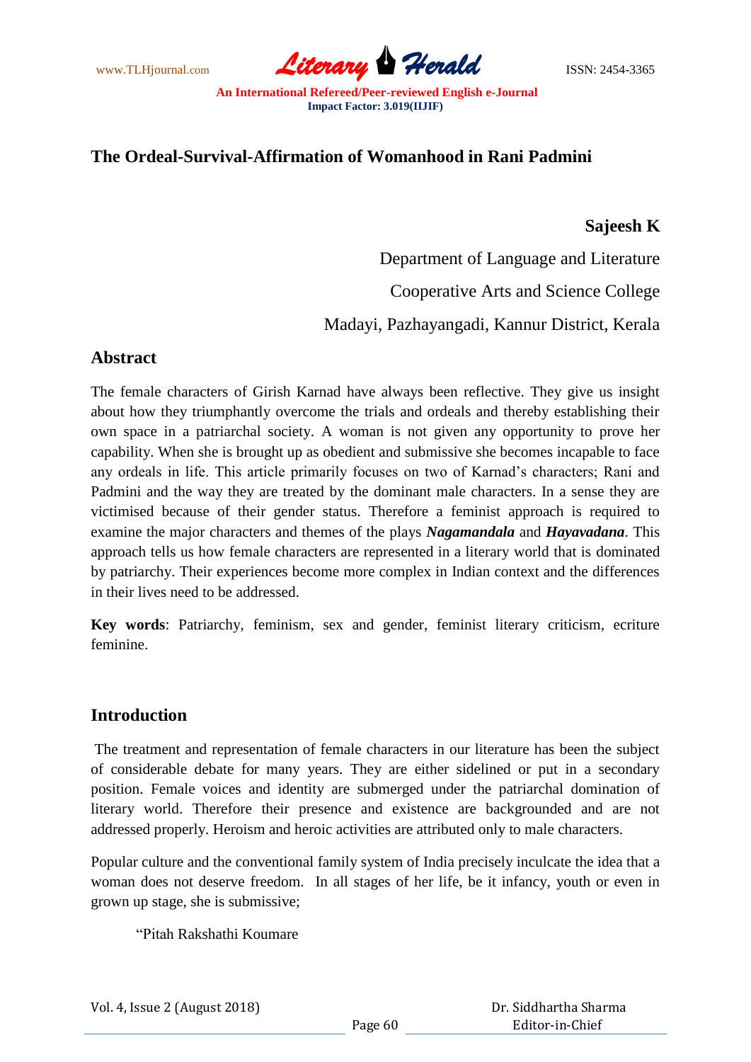# The Ordeal-Survival-Affirmation of Womanhood in Rani Padmini

**Sajeesh K**

Department of Language and Literature

Cooperative Arts and Science College

Madayi, Pazhayangadi, Kannur District, Kerala

## Abstract

The female characters of Girish Karnad have always been reflective. They give us insight about how they triumphantly overcome the trials and ordeals and thereby establishing their own space in a patriarchal society. A woman is not given any opportunity to prove her capability. When she is brought up as obedient and submissive she becomes incapable to face any ordeals in life. This article primarily focuses on two of Karnad's characters; Rani and Padmini and the way they are treated by the dominant male characters. In a sense they are victimised because of their gender status. Therefore a feminist approach is required to examine the major characters and themes of the plays ***Nagamandala*** and ***Hayavadana***. This approach tells us how female characters are represented in a literary world that is dominated by patriarchy. Their experiences become more complex in Indian context and the differences in their lives need to be addressed.

**Key words**: Patriarchy, feminism, sex and gender, feminist literary criticism, ecriture feminine.

## Introduction

The treatment and representation of female characters in our literature has been the subject of considerable debate for many years. They are either sidelined or put in a secondary position. Female voices and identity are submerged under the patriarchal domination of literary world. Therefore their presence and existence are backgrounded and are not addressed properly. Heroism and heroic activities are attributed only to male characters.

Popular culture and the conventional family system of India precisely inculcate the idea that a woman does not deserve freedom. In all stages of her life, be it infancy, youth or even in grown up stage, she is submissive;

"Pitah Rakshathi Koumare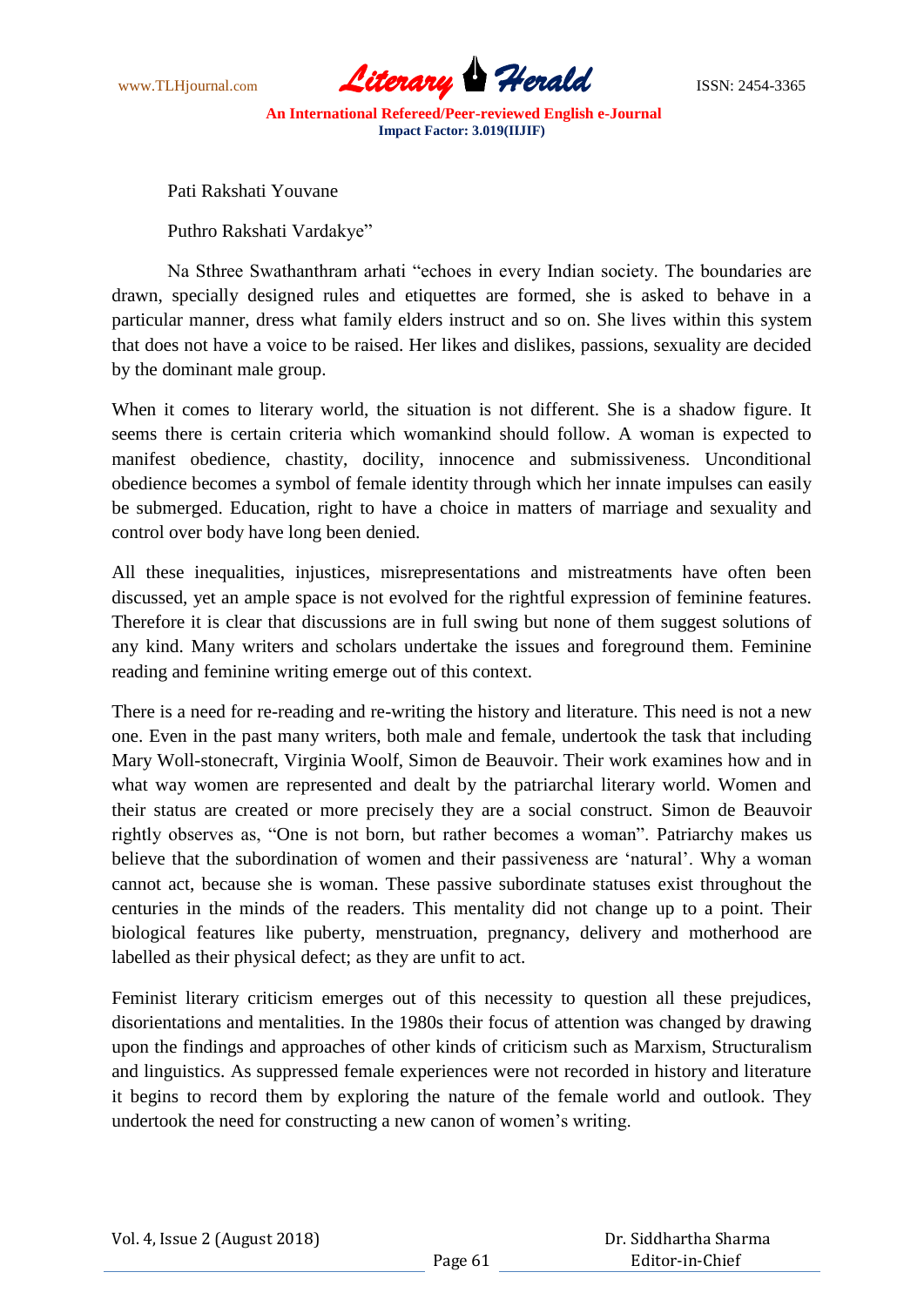Pati Rakshati Youvane

Puthro Rakshati Vardakye"

Na Sthree Swathanthram arhati "echoes in every Indian society. The boundaries are drawn, specially designed rules and etiquettes are formed, she is asked to behave in a particular manner, dress what family elders instruct and so on. She lives within this system that does not have a voice to be raised. Her likes and dislikes, passions, sexuality are decided by the dominant male group.

When it comes to literary world, the situation is not different. She is a shadow figure. It seems there is certain criteria which womankind should follow. A woman is expected to manifest obedience, chastity, docility, innocence and submissiveness. Unconditional obedience becomes a symbol of female identity through which her innate impulses can easily be submerged. Education, right to have a choice in matters of marriage and sexuality and control over body have long been denied.

All these inequalities, injustices, misrepresentations and mistreatments have often been discussed, yet an ample space is not evolved for the rightful expression of feminine features. Therefore it is clear that discussions are in full swing but none of them suggest solutions of any kind. Many writers and scholars undertake the issues and foreground them. Feminine reading and feminine writing emerge out of this context.

There is a need for re-reading and re-writing the history and literature. This need is not a new one. Even in the past many writers, both male and female, undertook the task that including Mary Woll-stonecraft, Virginia Woolf, Simon de Beauvoir. Their work examines how and in what way women are represented and dealt by the patriarchal literary world. Women and their status are created or more precisely they are a social construct. Simon de Beauvoir rightly observes as, "One is not born, but rather becomes a woman". Patriarchy makes us believe that the subordination of women and their passiveness are 'natural'. Why a woman cannot act, because she is woman. These passive subordinate statuses exist throughout the centuries in the minds of the readers. This mentality did not change up to a point. Their biological features like puberty, menstruation, pregnancy, delivery and motherhood are labelled as their physical defect; as they are unfit to act.

Feminist literary criticism emerges out of this necessity to question all these prejudices, disorientations and mentalities. In the 1980s their focus of attention was changed by drawing upon the findings and approaches of other kinds of criticism such as Marxism, Structuralism and linguistics. As suppressed female experiences were not recorded in history and literature it begins to record them by exploring the nature of the female world and outlook. They undertook the need for constructing a new canon of women's writing.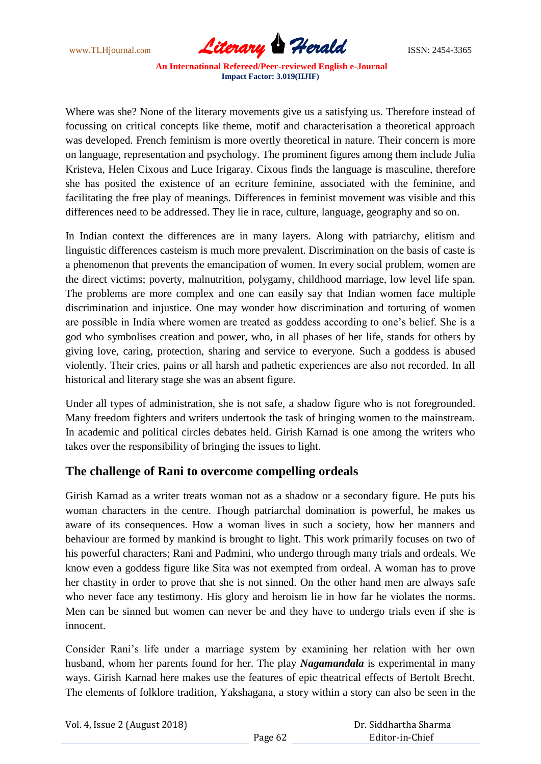Where was she? None of the literary movements give us a satisfying us. Therefore instead of focussing on critical concepts like theme, motif and characterisation a theoretical approach was developed. French feminism is more overtly theoretical in nature. Their concern is more on language, representation and psychology. The prominent figures among them include Julia Kristeva, Helen Cixous and Luce Irigaray. Cixous finds the language is masculine, therefore she has posited the existence of an ecriture feminine, associated with the feminine, and facilitating the free play of meanings. Differences in feminist movement was visible and this differences need to be addressed. They lie in race, culture, language, geography and so on.

In Indian context the differences are in many layers. Along with patriarchy, elitism and linguistic differences casteism is much more prevalent. Discrimination on the basis of caste is a phenomenon that prevents the emancipation of women. In every social problem, women are the direct victims; poverty, malnutrition, polygamy, childhood marriage, low level life span. The problems are more complex and one can easily say that Indian women face multiple discrimination and injustice. One may wonder how discrimination and torturing of women are possible in India where women are treated as goddess according to one's belief. She is a god who symbolises creation and power, who, in all phases of her life, stands for others by giving love, caring, protection, sharing and service to everyone. Such a goddess is abused violently. Their cries, pains or all harsh and pathetic experiences are also not recorded. In all historical and literary stage she was an absent figure.

Under all types of administration, she is not safe, a shadow figure who is not foregrounded. Many freedom fighters and writers undertook the task of bringing women to the mainstream. In academic and political circles debates held. Girish Karnad is one among the writers who takes over the responsibility of bringing the issues to light.

## The challenge of Rani to overcome compelling ordeals

Girish Karnad as a writer treats woman not as a shadow or a secondary figure. He puts his woman characters in the centre. Though patriarchal domination is powerful, he makes us aware of its consequences. How a woman lives in such a society, how her manners and behaviour are formed by mankind is brought to light. This work primarily focuses on two of his powerful characters; Rani and Padmini, who undergo through many trials and ordeals. We know even a goddess figure like Sita was not exempted from ordeal. A woman has to prove her chastity in order to prove that she is not sinned. On the other hand men are always safe who never face any testimony. His glory and heroism lie in how far he violates the norms. Men can be sinned but women can never be and they have to undergo trials even if she is innocent.

Consider Rani's life under a marriage system by examining her relation with her own husband, whom her parents found for her. The play ***Nagamandala*** is experimental in many ways. Girish Karnad here makes use the features of epic theatrical effects of Bertolt Brecht. The elements of folklore tradition, Yakshagana, a story within a story can also be seen in the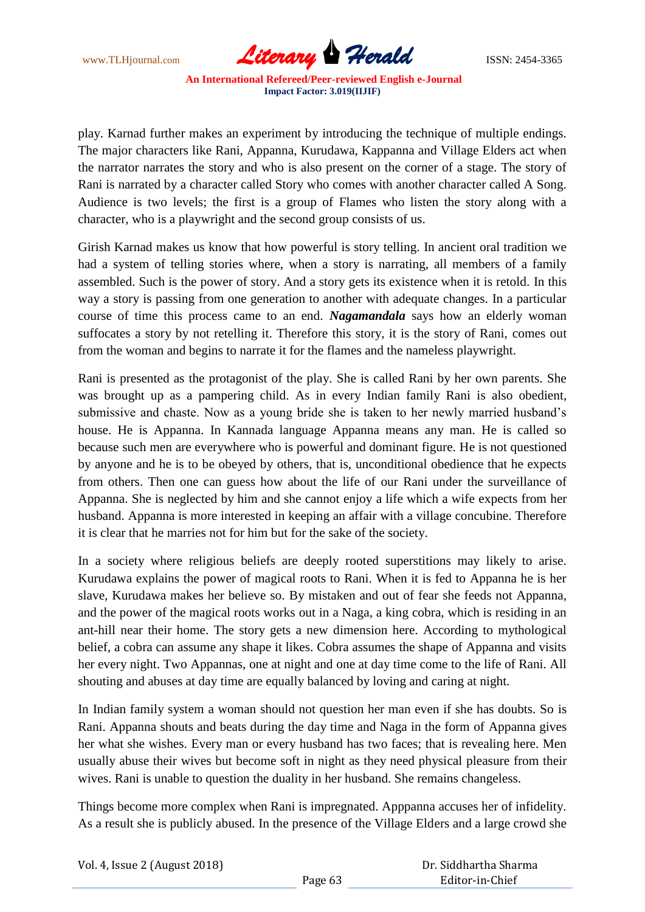play. Karnad further makes an experiment by introducing the technique of multiple endings. The major characters like Rani, Appanna, Kurudawa, Kappanna and Village Elders act when the narrator narrates the story and who is also present on the corner of a stage. The story of Rani is narrated by a character called Story who comes with another character called A Song. Audience is two levels; the first is a group of Flames who listen the story along with a character, who is a playwright and the second group consists of us.

Girish Karnad makes us know that how powerful is story telling. In ancient oral tradition we had a system of telling stories where, when a story is narrating, all members of a family assembled. Such is the power of story. And a story gets its existence when it is retold. In this way a story is passing from one generation to another with adequate changes. In a particular course of time this process came to an end. ***Nagamandala*** says how an elderly woman suffocates a story by not retelling it. Therefore this story, it is the story of Rani, comes out from the woman and begins to narrate it for the flames and the nameless playwright.

Rani is presented as the protagonist of the play. She is called Rani by her own parents. She was brought up as a pampering child. As in every Indian family Rani is also obedient, submissive and chaste. Now as a young bride she is taken to her newly married husband's house. He is Appanna. In Kannada language Appanna means any man. He is called so because such men are everywhere who is powerful and dominant figure. He is not questioned by anyone and he is to be obeyed by others, that is, unconditional obedience that he expects from others. Then one can guess how about the life of our Rani under the surveillance of Appanna. She is neglected by him and she cannot enjoy a life which a wife expects from her husband. Appanna is more interested in keeping an affair with a village concubine. Therefore it is clear that he marries not for him but for the sake of the society.

In a society where religious beliefs are deeply rooted superstitions may likely to arise. Kurudawa explains the power of magical roots to Rani. When it is fed to Appanna he is her slave, Kurudawa makes her believe so. By mistaken and out of fear she feeds not Appanna, and the power of the magical roots works out in a Naga, a king cobra, which is residing in an ant-hill near their home. The story gets a new dimension here. According to mythological belief, a cobra can assume any shape it likes. Cobra assumes the shape of Appanna and visits her every night. Two Appannas, one at night and one at day time come to the life of Rani. All shouting and abuses at day time are equally balanced by loving and caring at night.

In Indian family system a woman should not question her man even if she has doubts. So is Rani. Appanna shouts and beats during the day time and Naga in the form of Appanna gives her what she wishes. Every man or every husband has two faces; that is revealing here. Men usually abuse their wives but become soft in night as they need physical pleasure from their wives. Rani is unable to question the duality in her husband. She remains changeless.

Things become more complex when Rani is impregnated. Apppanna accuses her of infidelity. As a result she is publicly abused. In the presence of the Village Elders and a large crowd she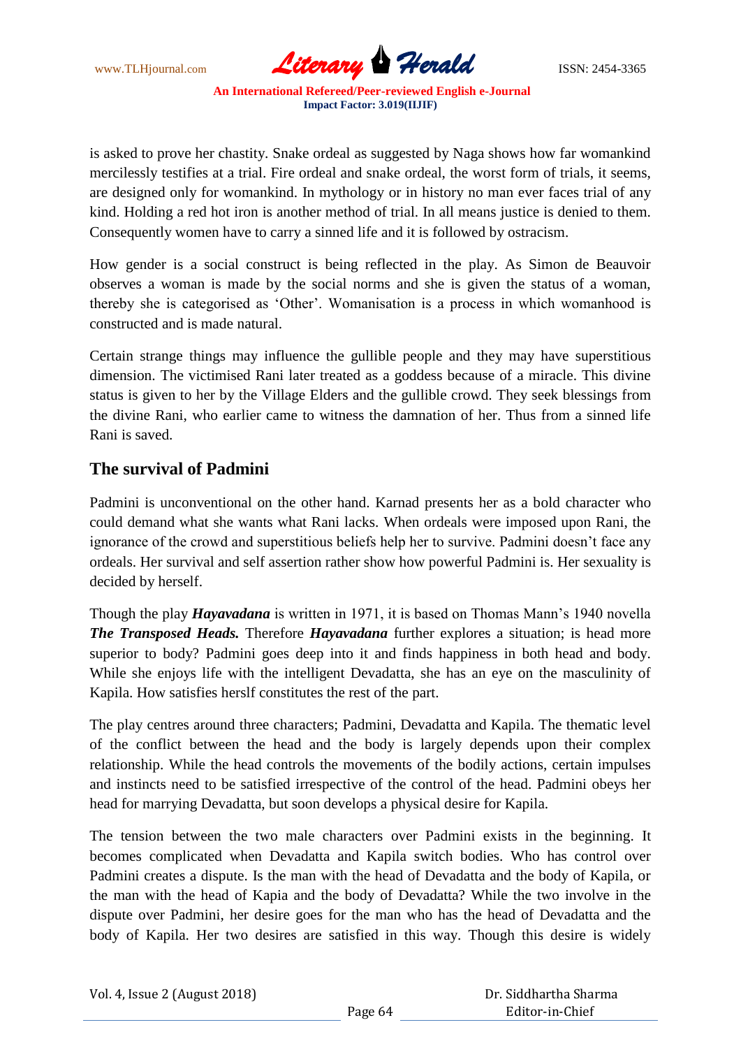is asked to prove her chastity. Snake ordeal as suggested by Naga shows how far womankind mercilessly testifies at a trial. Fire ordeal and snake ordeal, the worst form of trials, it seems, are designed only for womankind. In mythology or in history no man ever faces trial of any kind. Holding a red hot iron is another method of trial. In all means justice is denied to them. Consequently women have to carry a sinned life and it is followed by ostracism.

How gender is a social construct is being reflected in the play. As Simon de Beauvoir observes a woman is made by the social norms and she is given the status of a woman, thereby she is categorised as 'Other'. Womanisation is a process in which womanhood is constructed and is made natural.

Certain strange things may influence the gullible people and they may have superstitious dimension. The victimised Rani later treated as a goddess because of a miracle. This divine status is given to her by the Village Elders and the gullible crowd. They seek blessings from the divine Rani, who earlier came to witness the damnation of her. Thus from a sinned life Rani is saved.

## The survival of Padmini

Padmini is unconventional on the other hand. Karnad presents her as a bold character who could demand what she wants what Rani lacks. When ordeals were imposed upon Rani, the ignorance of the crowd and superstitious beliefs help her to survive. Padmini doesn't face any ordeals. Her survival and self assertion rather show how powerful Padmini is. Her sexuality is decided by herself.

Though the play ***Hayavadana*** is written in 1971, it is based on Thomas Mann's 1940 novella ***The Transposed Heads.*** Therefore ***Hayavadana*** further explores a situation; is head more superior to body? Padmini goes deep into it and finds happiness in both head and body. While she enjoys life with the intelligent Devadatta, she has an eye on the masculinity of Kapila. How satisfies herslf constitutes the rest of the part.

The play centres around three characters; Padmini, Devadatta and Kapila. The thematic level of the conflict between the head and the body is largely depends upon their complex relationship. While the head controls the movements of the bodily actions, certain impulses and instincts need to be satisfied irrespective of the control of the head. Padmini obeys her head for marrying Devadatta, but soon develops a physical desire for Kapila.

The tension between the two male characters over Padmini exists in the beginning. It becomes complicated when Devadatta and Kapila switch bodies. Who has control over Padmini creates a dispute. Is the man with the head of Devadatta and the body of Kapila, or the man with the head of Kapia and the body of Devadatta? While the two involve in the dispute over Padmini, her desire goes for the man who has the head of Devadatta and the body of Kapila. Her two desires are satisfied in this way. Though this desire is widely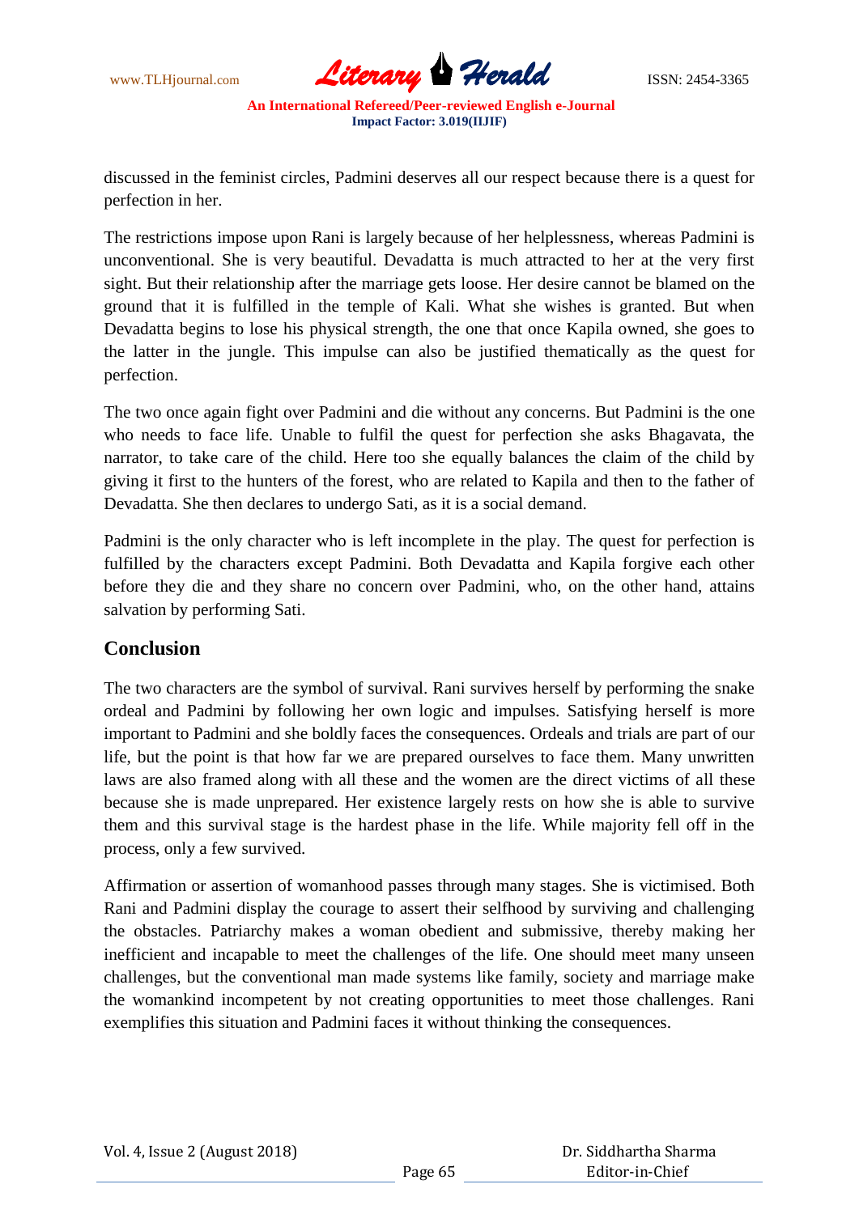discussed in the feminist circles, Padmini deserves all our respect because there is a quest for perfection in her.

The restrictions impose upon Rani is largely because of her helplessness, whereas Padmini is unconventional. She is very beautiful. Devadatta is much attracted to her at the very first sight. But their relationship after the marriage gets loose. Her desire cannot be blamed on the ground that it is fulfilled in the temple of Kali. What she wishes is granted. But when Devadatta begins to lose his physical strength, the one that once Kapila owned, she goes to the latter in the jungle. This impulse can also be justified thematically as the quest for perfection.

The two once again fight over Padmini and die without any concerns. But Padmini is the one who needs to face life. Unable to fulfil the quest for perfection she asks Bhagavata, the narrator, to take care of the child. Here too she equally balances the claim of the child by giving it first to the hunters of the forest, who are related to Kapila and then to the father of Devadatta. She then declares to undergo Sati, as it is a social demand.

Padmini is the only character who is left incomplete in the play. The quest for perfection is fulfilled by the characters except Padmini. Both Devadatta and Kapila forgive each other before they die and they share no concern over Padmini, who, on the other hand, attains salvation by performing Sati.

## Conclusion

The two characters are the symbol of survival. Rani survives herself by performing the snake ordeal and Padmini by following her own logic and impulses. Satisfying herself is more important to Padmini and she boldly faces the consequences. Ordeals and trials are part of our life, but the point is that how far we are prepared ourselves to face them. Many unwritten laws are also framed along with all these and the women are the direct victims of all these because she is made unprepared. Her existence largely rests on how she is able to survive them and this survival stage is the hardest phase in the life. While majority fell off in the process, only a few survived.

Affirmation or assertion of womanhood passes through many stages. She is victimised. Both Rani and Padmini display the courage to assert their selfhood by surviving and challenging the obstacles. Patriarchy makes a woman obedient and submissive, thereby making her inefficient and incapable to meet the challenges of the life. One should meet many unseen challenges, but the conventional man made systems like family, society and marriage make the womankind incompetent by not creating opportunities to meet those challenges. Rani exemplifies this situation and Padmini faces it without thinking the consequences.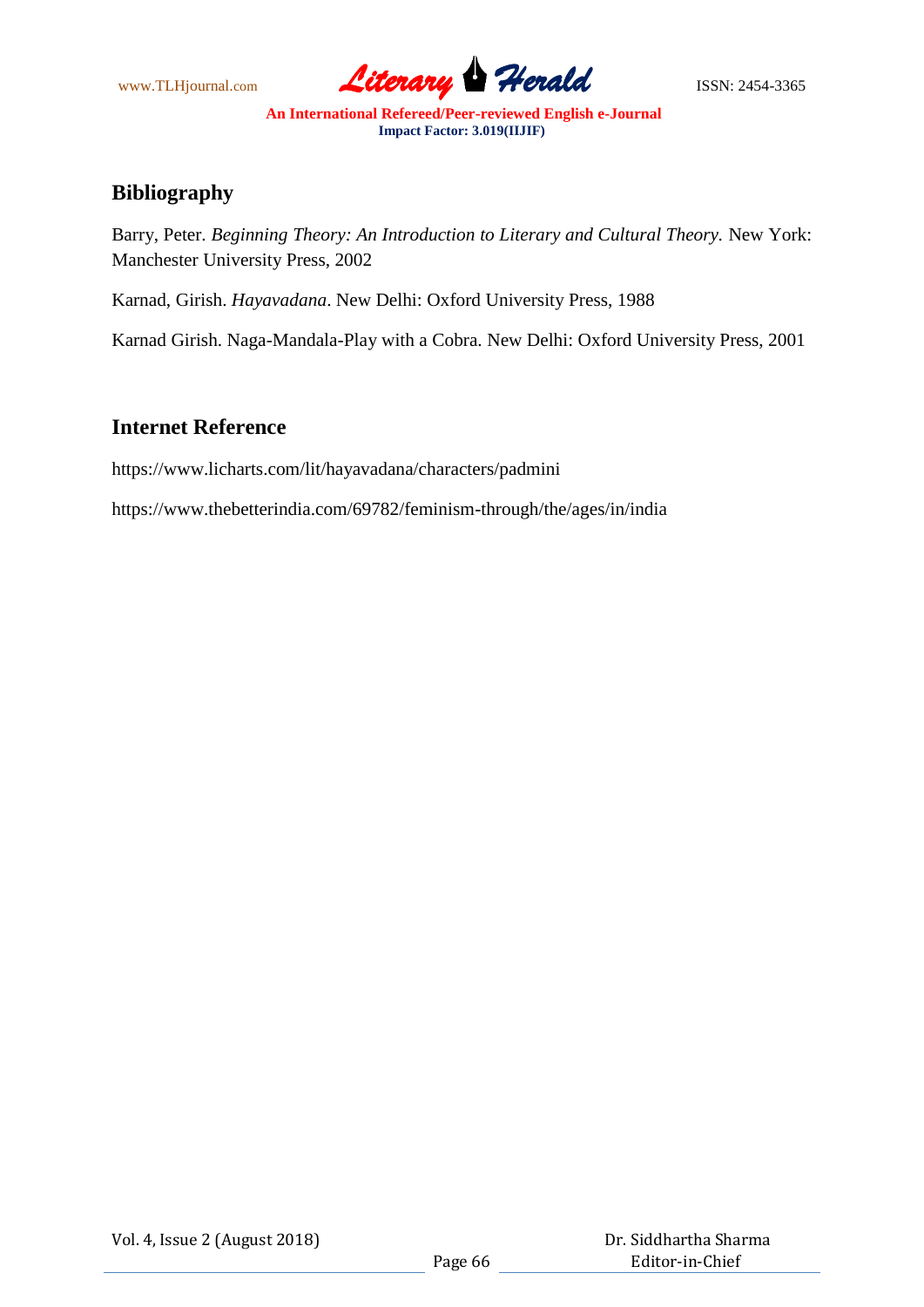## Bibliography

Barry, Peter. *Beginning Theory: An Introduction to Literary and Cultural Theory.* New York: Manchester University Press, 2002

Karnad, Girish. *Hayavadana*. New Delhi: Oxford University Press, 1988

Karnad Girish. Naga-Mandala-Play with a Cobra. New Delhi: Oxford University Press, 2001

## Internet Reference

https://www.licharts.com/lit/hayavadana/characters/padmini

https://www.thebetterindia.com/69782/feminism-through/the/ages/in/india